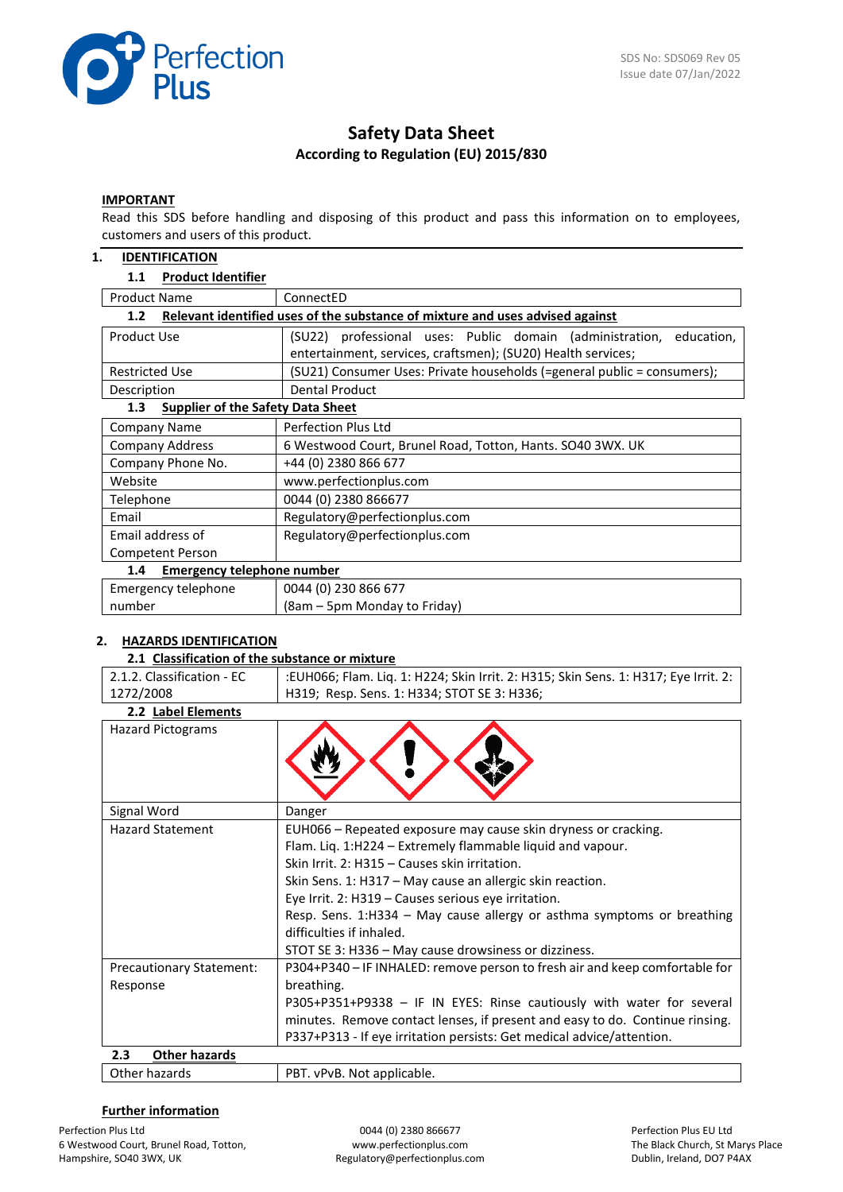SDS No: SDS069 Rev 05
Issue date 07/Jan/2022

# Safety Data Sheet

**According to Regulation (EU) 2015/830**

**IMPORTANT**

Read this SDS before handling and disposing of this product and pass this information on to employees, customers and users of this product.

## 1. IDENTIFICATION

### 1.1 Product Identifier

| Product Name | ConnectED |
|---|---|

### 1.2 Relevant identified uses of the substance of mixture and uses advised against

| Product Use | (SU22) professional uses: Public domain (administration, education, entertainment, services, craftsmen); (SU20) Health services; |
|---|---|
| Restricted Use | (SU21) Consumer Uses: Private households (=general public = consumers); |
| Description | Dental Product |

### 1.3 Supplier of the Safety Data Sheet

| Company Name | Perfection Plus Ltd |
|---|---|
| Company Address | 6 Westwood Court, Brunel Road, Totton, Hants. SO40 3WX. UK |
| Company Phone No. | +44 (0) 2380 866 677 |
| Website | www.perfectionplus.com |
| Telephone | 0044 (0) 2380 866677 |
| Email | Regulatory@perfectionplus.com |
| Email address of Competent Person | Regulatory@perfectionplus.com |

### 1.4 Emergency telephone number

| Emergency telephone number | 0044 (0) 230 866 677 (8am – 5pm Monday to Friday) |
|---|---|

## 2. HAZARDS IDENTIFICATION

### 2.1 Classification of the substance or mixture

| 2.1.2. Classification - EC 1272/2008 | :EUH066; Flam. Liq. 1: H224; Skin Irrit. 2: H315; Skin Sens. 1: H317; Eye Irrit. 2: H319; Resp. Sens. 1: H334; STOT SE 3: H336; |
|---|---|

### 2.2 Label Elements

| Hazard Pictograms | |
|---|---|
| Signal Word | Danger |
| Hazard Statement | EUH066 – Repeated exposure may cause skin dryness or cracking.<br>Flam. Liq. 1:H224 – Extremely flammable liquid and vapour.<br>Skin Irrit. 2: H315 – Causes skin irritation.<br>Skin Sens. 1: H317 – May cause an allergic skin reaction.<br>Eye Irrit. 2: H319 – Causes serious eye irritation.<br>Resp. Sens. 1:H334 – May cause allergy or asthma symptoms or breathing difficulties if inhaled.<br>STOT SE 3: H336 – May cause drowsiness or dizziness. |
| Precautionary Statement: Response | P304+P340 – IF INHALED: remove person to fresh air and keep comfortable for breathing.<br>P305+P351+P9338 – IF IN EYES: Rinse cautiously with water for several minutes. Remove contact lenses, if present and easy to do. Continue rinsing.<br>P337+P313 - If eye irritation persists: Get medical advice/attention. |

### 2.3 Other hazards

| Other hazards | PBT. vPvB. Not applicable. |
|---|---|

**Further information**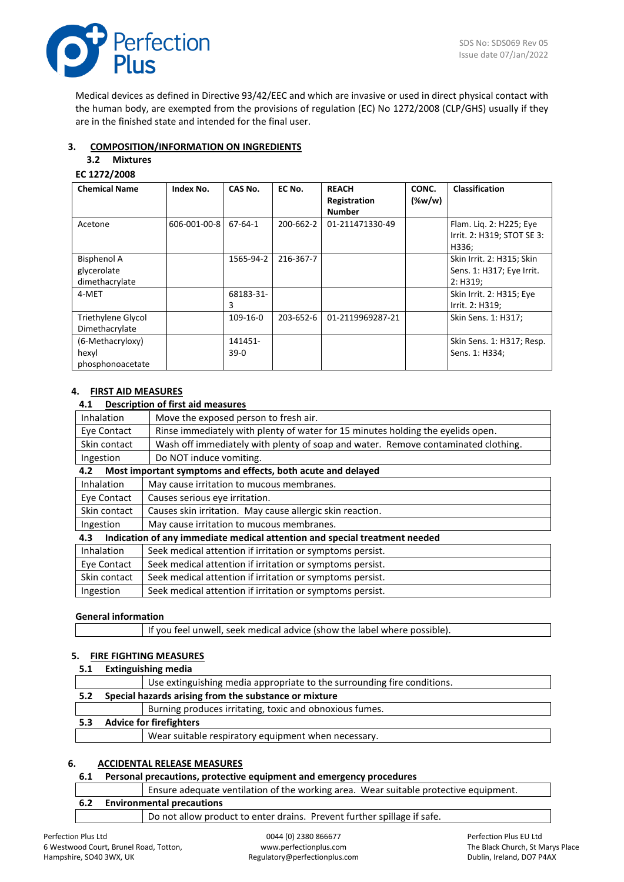Medical devices as defined in Directive 93/42/EEC and which are invasive or used in direct physical contact with the human body, are exempted from the provisions of regulation (EC) No 1272/2008 (CLP/GHS) usually if they are in the finished state and intended for the final user.

## 3. COMPOSITION/INFORMATION ON INGREDIENTS

### 3.2 Mixtures

**EC 1272/2008**

| Chemical Name | Index No. | CAS No. | EC No. | REACH Registration Number | CONC. (%w/w) | Classification |
|---|---|---|---|---|---|---|
| Acetone | 606-001-00-8 | 67-64-1 | 200-662-2 | 01-211471330-49 | | Flam. Liq. 2: H225; Eye Irrit. 2: H319; STOT SE 3: H336; |
| Bisphenol A glycerolate dimethacrylate | | 1565-94-2 | 216-367-7 | | | Skin Irrit. 2: H315; Skin Sens. 1: H317; Eye Irrit. 2: H319; |
| 4-MET | | 68183-31-3 | | | | Skin Irrit. 2: H315; Eye Irrit. 2: H319; |
| Triethylene Glycol Dimethacrylate | | 109-16-0 | 203-652-6 | 01-2119969287-21 | | Skin Sens. 1: H317; |
| (6-Methacryloxy) hexyl phosphonoacetate | | 141451-39-0 | | | | Skin Sens. 1: H317; Resp. Sens. 1: H334; |

## 4. FIRST AID MEASURES

### 4.1 Description of first aid measures

| | |
|---|---|
| Inhalation | Move the exposed person to fresh air. |
| Eye Contact | Rinse immediately with plenty of water for 15 minutes holding the eyelids open. |
| Skin contact | Wash off immediately with plenty of soap and water. Remove contaminated clothing. |
| Ingestion | Do NOT induce vomiting. |

### 4.2 Most important symptoms and effects, both acute and delayed

| | |
|---|---|
| Inhalation | May cause irritation to mucous membranes. |
| Eye Contact | Causes serious eye irritation. |
| Skin contact | Causes skin irritation. May cause allergic skin reaction. |
| Ingestion | May cause irritation to mucous membranes. |

### 4.3 Indication of any immediate medical attention and special treatment needed

| | |
|---|---|
| Inhalation | Seek medical attention if irritation or symptoms persist. |
| Eye Contact | Seek medical attention if irritation or symptoms persist. |
| Skin contact | Seek medical attention if irritation or symptoms persist. |
| Ingestion | Seek medical attention if irritation or symptoms persist. |

**General information**

| | |
|---|---|
| | If you feel unwell, seek medical advice (show the label where possible). |

## 5. FIRE FIGHTING MEASURES

### 5.1 Extinguishing media

| | |
|---|---|
| | Use extinguishing media appropriate to the surrounding fire conditions. |

### 5.2 Special hazards arising from the substance or mixture

| | |
|---|---|
| | Burning produces irritating, toxic and obnoxious fumes. |

### 5.3 Advice for firefighters

| | |
|---|---|
| | Wear suitable respiratory equipment when necessary. |

## 6. ACCIDENTAL RELEASE MEASURES

### 6.1 Personal precautions, protective equipment and emergency procedures

| | |
|---|---|
| | Ensure adequate ventilation of the working area. Wear suitable protective equipment. |

### 6.2 Environmental precautions

| | |
|---|---|
| | Do not allow product to enter drains. Prevent further spillage if safe. |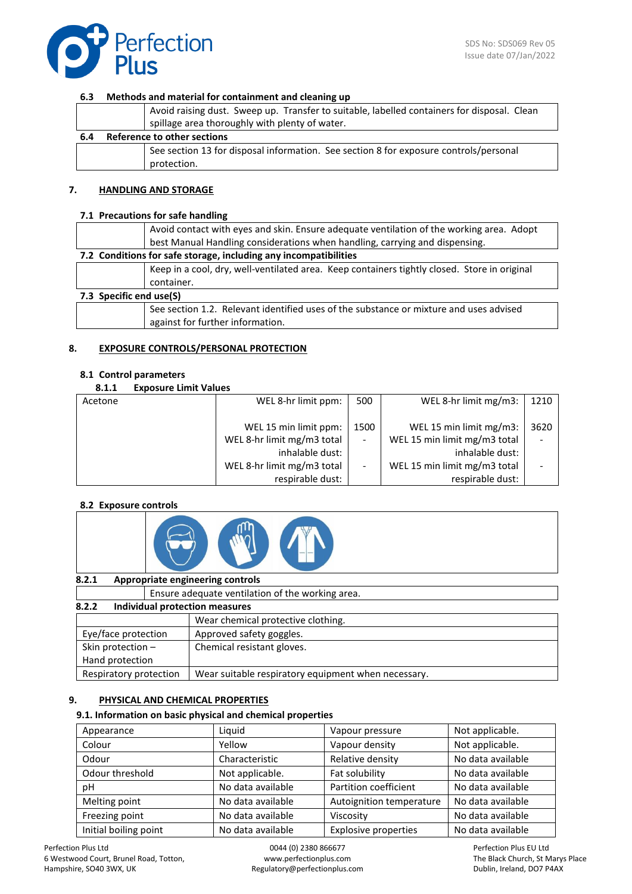### 6.3 Methods and material for containment and cleaning up

| | |
|---|---|
| | Avoid raising dust. Sweep up. Transfer to suitable, labelled containers for disposal. Clean spillage area thoroughly with plenty of water. |

### 6.4 Reference to other sections

| | |
|---|---|
| | See section 13 for disposal information. See section 8 for exposure controls/personal protection. |

## 7. HANDLING AND STORAGE

### 7.1 Precautions for safe handling

| | |
|---|---|
| | Avoid contact with eyes and skin. Ensure adequate ventilation of the working area. Adopt best Manual Handling considerations when handling, carrying and dispensing. |

### 7.2 Conditions for safe storage, including any incompatibilities

| | |
|---|---|
| | Keep in a cool, dry, well-ventilated area. Keep containers tightly closed. Store in original container. |

### 7.3 Specific end use(S)

| | |
|---|---|
| | See section 1.2. Relevant identified uses of the substance or mixture and uses advised against for further information. |

## 8. EXPOSURE CONTROLS/PERSONAL PROTECTION

### 8.1 Control parameters

#### 8.1.1 Exposure Limit Values

| Substance | | | | |
|---|---|---|---|---|
| Acetone | WEL 8-hr limit ppm: | 500 | WEL 8-hr limit mg/m3: | 1210 |
| | WEL 15 min limit ppm: | 1500 | WEL 15 min limit mg/m3: | 3620 |
| | WEL 8-hr limit mg/m3 total inhalable dust: | - | WEL 15 min limit mg/m3 total inhalable dust: | - |
| | WEL 8-hr limit mg/m3 total respirable dust: | - | WEL 15 min limit mg/m3 total respirable dust: | - |

### 8.2 Exposure controls

#### 8.2.1 Appropriate engineering controls

| | |
|---|---|
| | Ensure adequate ventilation of the working area. |

#### 8.2.2 Individual protection measures

| | |
|---|---|
| | Wear chemical protective clothing. |
| Eye/face protection | Approved safety goggles. |
| Skin protection – Hand protection | Chemical resistant gloves. |
| Respiratory protection | Wear suitable respiratory equipment when necessary. |

## 9. PHYSICAL AND CHEMICAL PROPERTIES

### 9.1. Information on basic physical and chemical properties

| | | | |
|---|---|---|---|
| Appearance | Liquid | Vapour pressure | Not applicable. |
| Colour | Yellow | Vapour density | Not applicable. |
| Odour | Characteristic | Relative density | No data available |
| Odour threshold | Not applicable. | Fat solubility | No data available |
| pH | No data available | Partition coefficient | No data available |
| Melting point | No data available | Autoignition temperature | No data available |
| Freezing point | No data available | Viscosity | No data available |
| Initial boiling point | No data available | Explosive properties | No data available |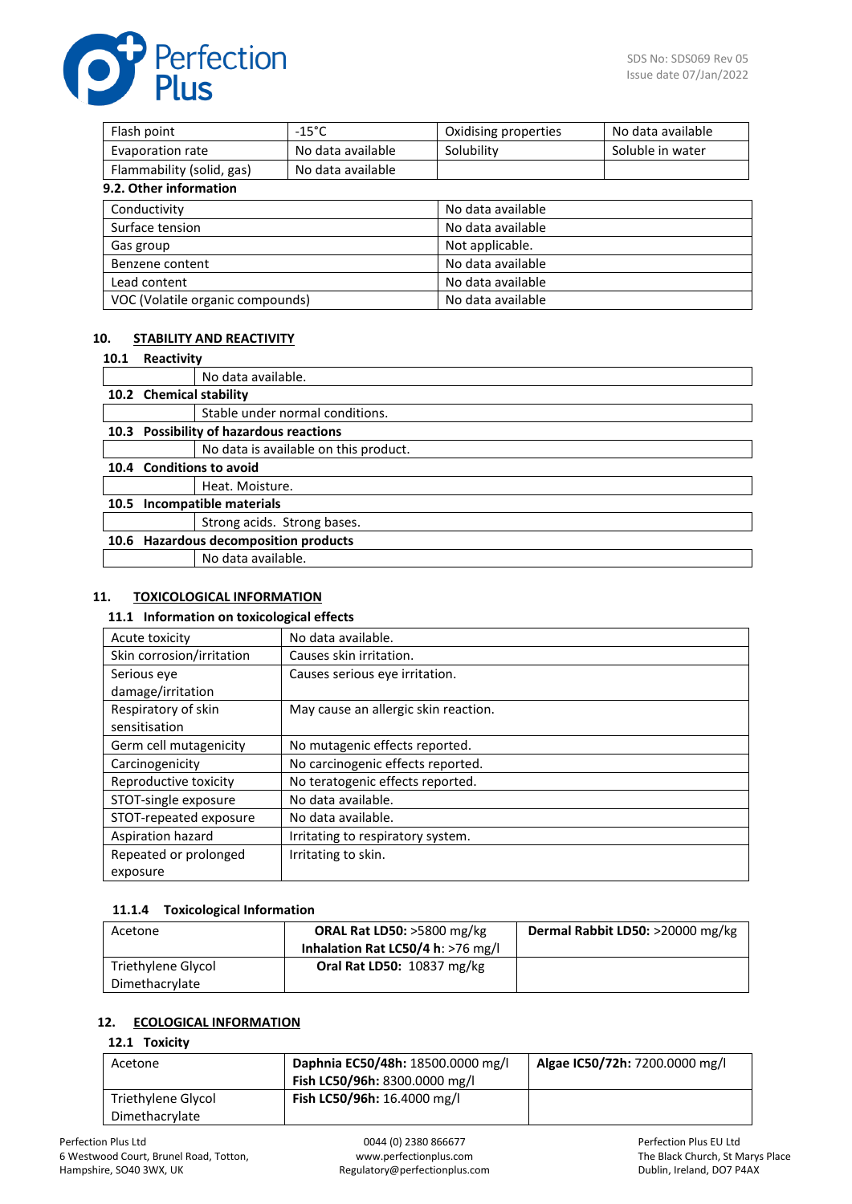| Flash point | -15°C | Oxidising properties | No data available |
|---|---|---|---|
| Evaporation rate | No data available | Solubility | Soluble in water |
| Flammability (solid, gas) | No data available | | |

**9.2. Other information**

| Conductivity | No data available |
|---|---|
| Surface tension | No data available |
| Gas group | Not applicable. |
| Benzene content | No data available |
| Lead content | No data available |
| VOC (Volatile organic compounds) | No data available |

## 10. STABILITY AND REACTIVITY

**10.1 Reactivity**

No data available.

**10.2 Chemical stability**

Stable under normal conditions.

**10.3 Possibility of hazardous reactions**

No data is available on this product.

**10.4 Conditions to avoid**

Heat. Moisture.

**10.5 Incompatible materials**

Strong acids. Strong bases.

**10.6 Hazardous decomposition products**

No data available.

## 11. TOXICOLOGICAL INFORMATION

**11.1 Information on toxicological effects**

| Acute toxicity | No data available. |
|---|---|
| Skin corrosion/irritation | Causes skin irritation. |
| Serious eye damage/irritation | Causes serious eye irritation. |
| Respiratory of skin sensitisation | May cause an allergic skin reaction. |
| Germ cell mutagenicity | No mutagenic effects reported. |
| Carcinogenicity | No carcinogenic effects reported. |
| Reproductive toxicity | No teratogenic effects reported. |
| STOT-single exposure | No data available. |
| STOT-repeated exposure | No data available. |
| Aspiration hazard | Irritating to respiratory system. |
| Repeated or prolonged exposure | Irritating to skin. |

**11.1.4 Toxicological Information**

| Acetone | **ORAL Rat LD50:** >5800 mg/kg<br>**Inhalation Rat LC50/4 h**: >76 mg/l | **Dermal Rabbit LD50:** >20000 mg/kg |
|---|---|---|
| Triethylene Glycol Dimethacrylate | **Oral Rat LD50:** 10837 mg/kg | |

## 12. ECOLOGICAL INFORMATION

**12.1 Toxicity**

| Acetone | **Daphnia EC50/48h:** 18500.0000 mg/l<br>**Fish LC50/96h:** 8300.0000 mg/l | **Algae IC50/72h:** 7200.0000 mg/l |
|---|---|---|
| Triethylene Glycol Dimethacrylate | **Fish LC50/96h:** 16.4000 mg/l | |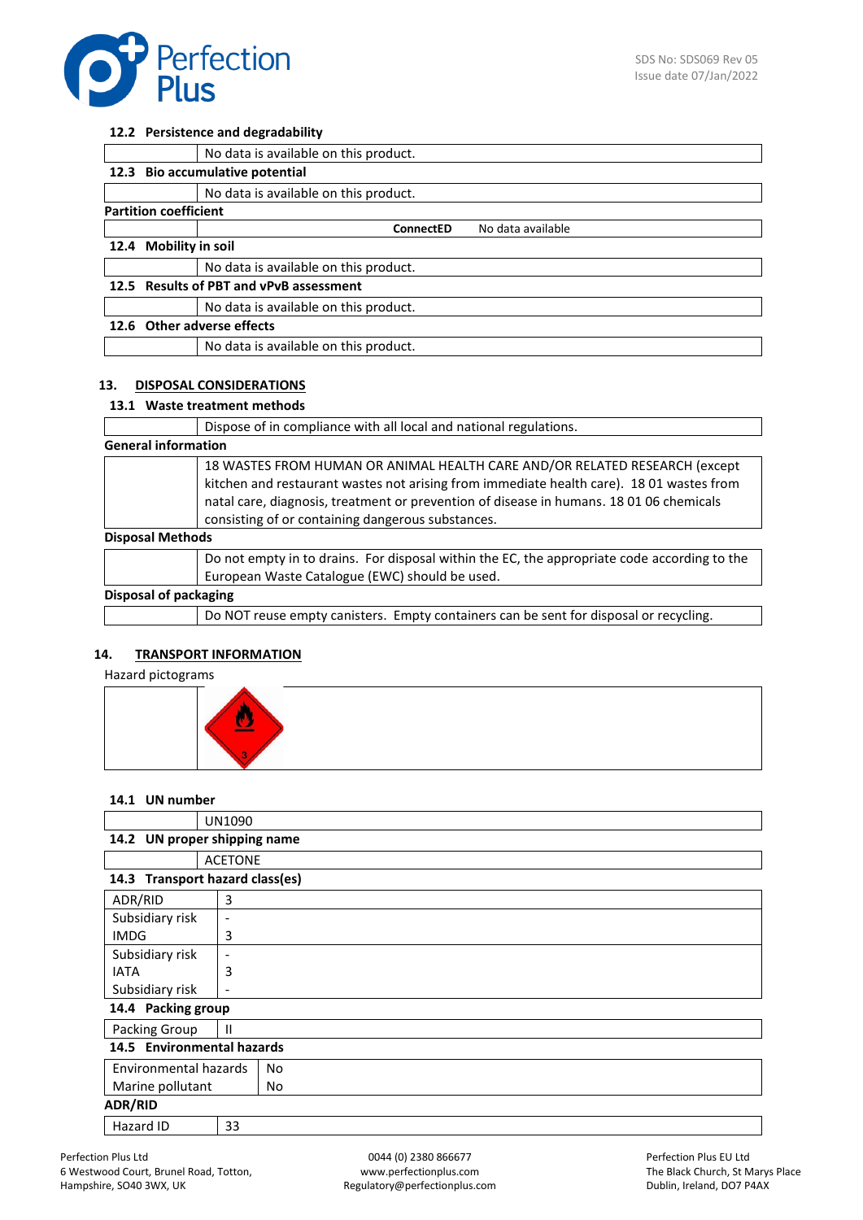### 12.2 Persistence and degradability

| | |
|---|---|
| | No data is available on this product. |

### 12.3 Bio accumulative potential

| | |
|---|---|
| | No data is available on this product. |

**Partition coefficient**

| | | |
|---|---|---|
| | **ConnectED** | No data available |

### 12.4 Mobility in soil

| | |
|---|---|
| | No data is available on this product. |

### 12.5 Results of PBT and vPvB assessment

| | |
|---|---|
| | No data is available on this product. |

### 12.6 Other adverse effects

| | |
|---|---|
| | No data is available on this product. |

## 13. DISPOSAL CONSIDERATIONS

### 13.1 Waste treatment methods

| | |
|---|---|
| | Dispose of in compliance with all local and national regulations. |

**General information**

| | |
|---|---|
| | 18 WASTES FROM HUMAN OR ANIMAL HEALTH CARE AND/OR RELATED RESEARCH (except kitchen and restaurant wastes not arising from immediate health care). 18 01 wastes from natal care, diagnosis, treatment or prevention of disease in humans. 18 01 06 chemicals consisting of or containing dangerous substances. |

**Disposal Methods**

| | |
|---|---|
| | Do not empty in to drains. For disposal within the EC, the appropriate code according to the European Waste Catalogue (EWC) should be used. |

**Disposal of packaging**

| | |
|---|---|
| | Do NOT reuse empty canisters. Empty containers can be sent for disposal or recycling. |

## 14. TRANSPORT INFORMATION

Hazard pictograms

### 14.1 UN number

| | |
|---|---|
| | UN1090 |

### 14.2 UN proper shipping name

| | |
|---|---|
| | ACETONE |

### 14.3 Transport hazard class(es)

| | |
|---|---|
| ADR/RID | 3 |
| Subsidiary risk | - |
| IMDG | 3 |
| Subsidiary risk | - |
| IATA | 3 |
| Subsidiary risk | - |

### 14.4 Packing group

| | |
|---|---|
| Packing Group | II |

### 14.5 Environmental hazards

| | |
|---|---|
| Environmental hazards | No |
| Marine pollutant | No |

**ADR/RID**

| | |
|---|---|
| Hazard ID | 33 |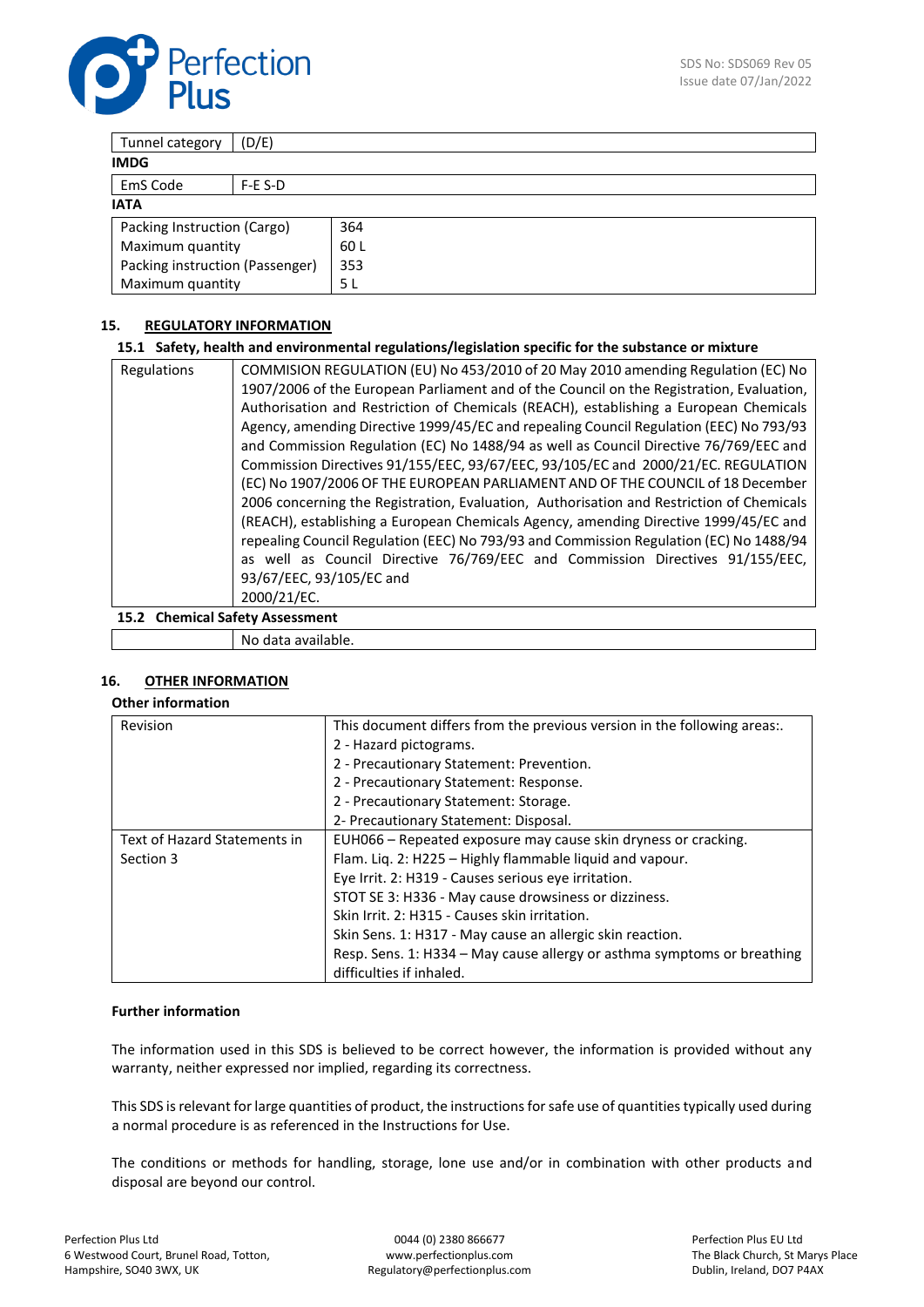| Tunnel category | (D/E) |
|---|---|

**IMDG**

| EmS Code | F-E S-D |
|---|---|

**IATA**

| Packing Instruction (Cargo) | 364 |
|---|---|
| Maximum quantity | 60 L |
| Packing instruction (Passenger) | 353 |
| Maximum quantity | 5 L |

## 15. REGULATORY INFORMATION

### 15.1 Safety, health and environmental regulations/legislation specific for the substance or mixture

| Regulations | COMMISION REGULATION (EU) No 453/2010 of 20 May 2010 amending Regulation (EC) No 1907/2006 of the European Parliament and of the Council on the Registration, Evaluation, Authorisation and Restriction of Chemicals (REACH), establishing a European Chemicals Agency, amending Directive 1999/45/EC and repealing Council Regulation (EEC) No 793/93 and Commission Regulation (EC) No 1488/94 as well as Council Directive 76/769/EEC and Commission Directives 91/155/EEC, 93/67/EEC, 93/105/EC and 2000/21/EC. REGULATION (EC) No 1907/2006 OF THE EUROPEAN PARLIAMENT AND OF THE COUNCIL of 18 December 2006 concerning the Registration, Evaluation, Authorisation and Restriction of Chemicals (REACH), establishing a European Chemicals Agency, amending Directive 1999/45/EC and repealing Council Regulation (EEC) No 793/93 and Commission Regulation (EC) No 1488/94 as well as Council Directive 76/769/EEC and Commission Directives 91/155/EEC, 93/67/EEC, 93/105/EC and 2000/21/EC. |
|---|---|

### 15.2 Chemical Safety Assessment

| | No data available. |
|---|---|

## 16. OTHER INFORMATION

**Other information**

| Revision | This document differs from the previous version in the following areas:.<br>2 - Hazard pictograms.<br>2 - Precautionary Statement: Prevention.<br>2 - Precautionary Statement: Response.<br>2 - Precautionary Statement: Storage.<br>2- Precautionary Statement: Disposal. |
|---|---|
| Text of Hazard Statements in Section 3 | EUH066 – Repeated exposure may cause skin dryness or cracking.<br>Flam. Liq. 2: H225 – Highly flammable liquid and vapour.<br>Eye Irrit. 2: H319 - Causes serious eye irritation.<br>STOT SE 3: H336 - May cause drowsiness or dizziness.<br>Skin Irrit. 2: H315 - Causes skin irritation.<br>Skin Sens. 1: H317 - May cause an allergic skin reaction.<br>Resp. Sens. 1: H334 – May cause allergy or asthma symptoms or breathing difficulties if inhaled. |

**Further information**

The information used in this SDS is believed to be correct however, the information is provided without any warranty, neither expressed nor implied, regarding its correctness.

This SDS is relevant for large quantities of product, the instructions for safe use of quantities typically used during a normal procedure is as referenced in the Instructions for Use.

The conditions or methods for handling, storage, lone use and/or in combination with other products and disposal are beyond our control.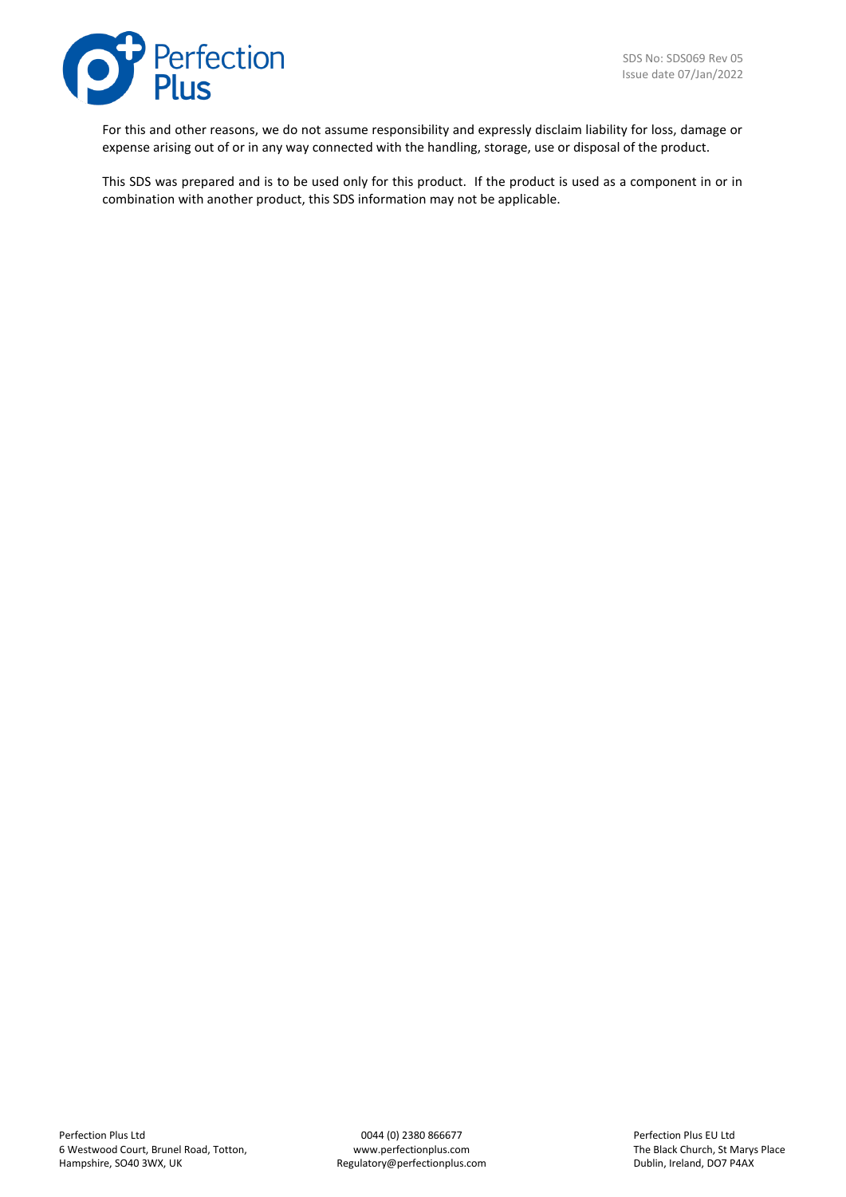For this and other reasons, we do not assume responsibility and expressly disclaim liability for loss, damage or expense arising out of or in any way connected with the handling, storage, use or disposal of the product.

This SDS was prepared and is to be used only for this product. If the product is used as a component in or in combination with another product, this SDS information may not be applicable.